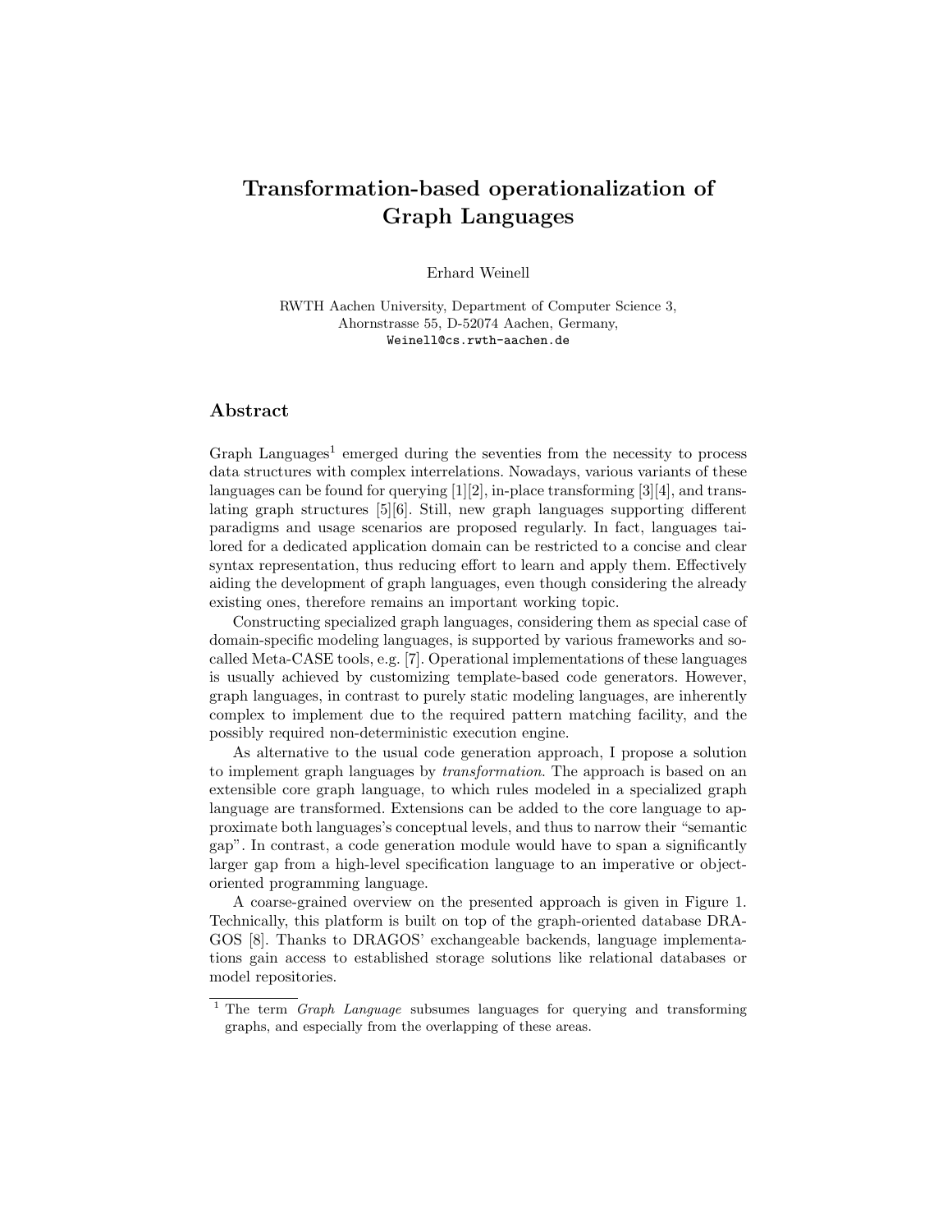# Transformation-based operationalization of Graph Languages

Erhard Weinell

RWTH Aachen University, Department of Computer Science 3,
Ahornstrasse 55, D-52074 Aachen, Germany,
Weinell@cs.rwth-aachen.de

## Abstract

Graph Languages[1] emerged during the seventies from the necessity to process data structures with complex interrelations. Nowadays, various variants of these languages can be found for querying [1][2], in-place transforming [3][4], and translating graph structures [5][6]. Still, new graph languages supporting different paradigms and usage scenarios are proposed regularly. In fact, languages tailored for a dedicated application domain can be restricted to a concise and clear syntax representation, thus reducing effort to learn and apply them. Effectively aiding the development of graph languages, even though considering the already existing ones, therefore remains an important working topic.

Constructing specialized graph languages, considering them as special case of domain-specific modeling languages, is supported by various frameworks and so-called Meta-CASE tools, e.g. [7]. Operational implementations of these languages is usually achieved by customizing template-based code generators. However, graph languages, in contrast to purely static modeling languages, are inherently complex to implement due to the required pattern matching facility, and the possibly required non-deterministic execution engine.

As alternative to the usual code generation approach, I propose a solution to implement graph languages by *transformation*. The approach is based on an extensible core graph language, to which rules modeled in a specialized graph language are transformed. Extensions can be added to the core language to approximate both languages's conceptual levels, and thus to narrow their "semantic gap". In contrast, a code generation module would have to span a significantly larger gap from a high-level specification language to an imperative or object-oriented programming language.

A coarse-grained overview on the presented approach is given in Figure 1. Technically, this platform is built on top of the graph-oriented database DRAGOS [8]. Thanks to DRAGOS' exchangeable backends, language implementations gain access to established storage solutions like relational databases or model repositories.

---

[1] The term *Graph Language* subsumes languages for querying and transforming graphs, and especially from the overlapping of these areas.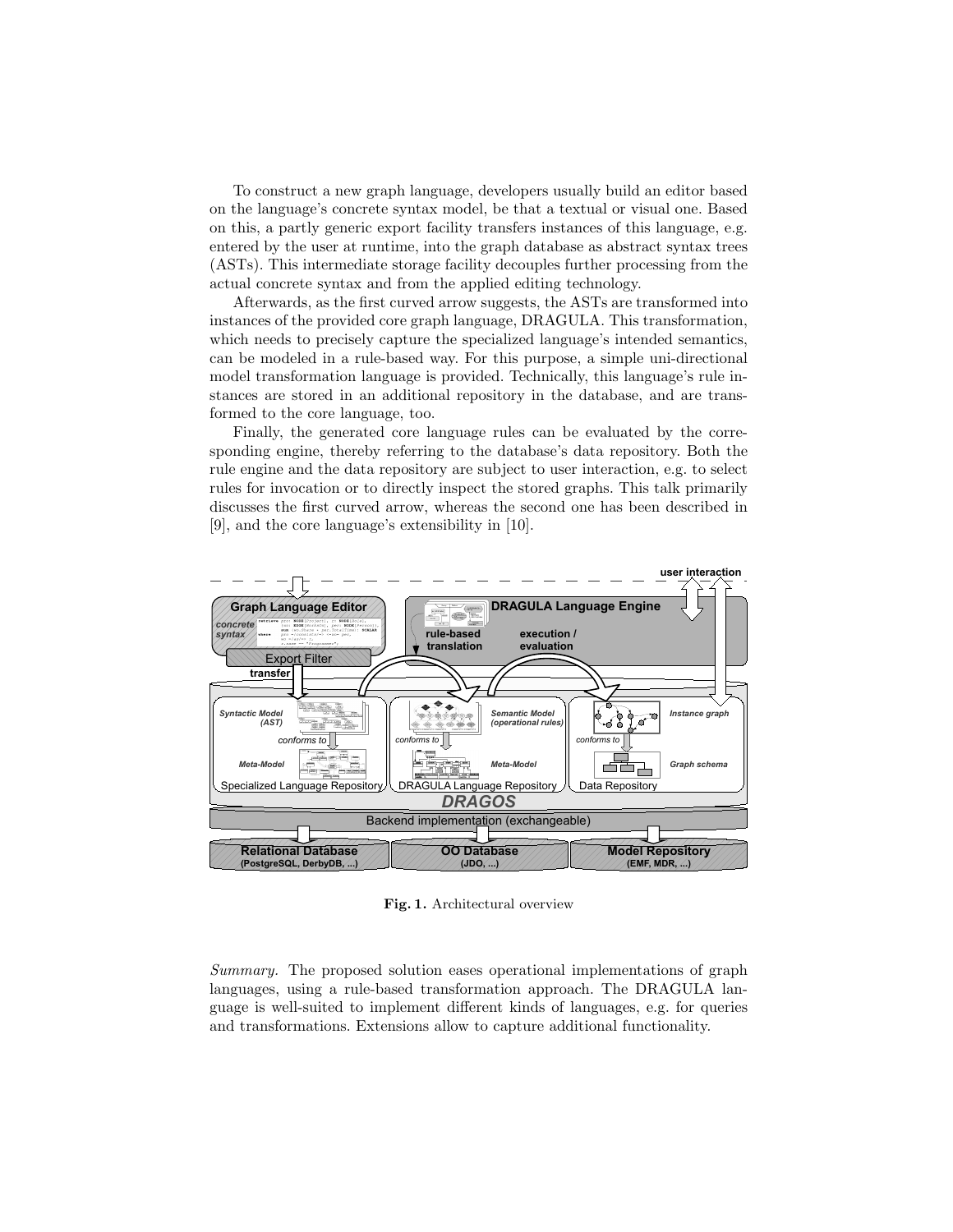To construct a new graph language, developers usually build an editor based on the language's concrete syntax model, be that a textual or visual one. Based on this, a partly generic export facility transfers instances of this language, e.g. entered by the user at runtime, into the graph database as abstract syntax trees (ASTs). This intermediate storage facility decouples further processing from the actual concrete syntax and from the applied editing technology.

Afterwards, as the first curved arrow suggests, the ASTs are transformed into instances of the provided core graph language, DRAGULA. This transformation, which needs to precisely capture the specialized language's intended semantics, can be modeled in a rule-based way. For this purpose, a simple uni-directional model transformation language is provided. Technically, this language's rule instances are stored in an additional repository in the database, and are transformed to the core language, too.

Finally, the generated core language rules can be evaluated by the corresponding engine, thereby referring to the database's data repository. Both the rule engine and the data repository are subject to user interaction, e.g. to select rules for invocation or to directly inspect the stored graphs. This talk primarily discusses the first curved arrow, whereas the second one has been described in [9], and the core language's extensibility in [10].

**Fig. 1.** Architectural overview

*Summary.* The proposed solution eases operational implementations of graph languages, using a rule-based transformation approach. The DRAGULA language is well-suited to implement different kinds of languages, e.g. for queries and transformations. Extensions allow to capture additional functionality.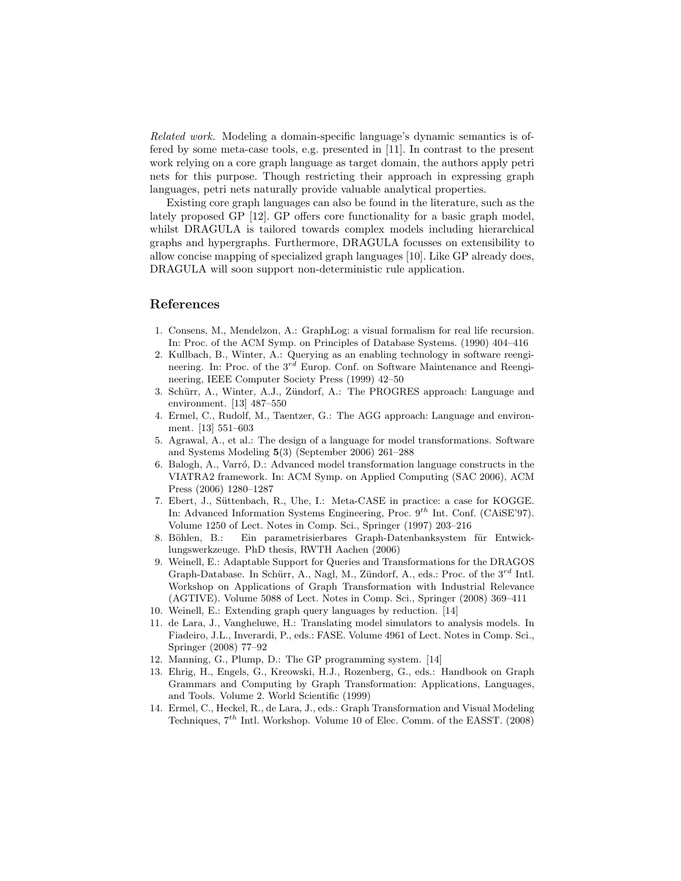*Related work.* Modeling a domain-specific language's dynamic semantics is offered by some meta-case tools, e.g. presented in [11]. In contrast to the present work relying on a core graph language as target domain, the authors apply petri nets for this purpose. Though restricting their approach in expressing graph languages, petri nets naturally provide valuable analytical properties.

Existing core graph languages can also be found in the literature, such as the lately proposed GP [12]. GP offers core functionality for a basic graph model, whilst DRAGULA is tailored towards complex models including hierarchical graphs and hypergraphs. Furthermore, DRAGULA focusses on extensibility to allow concise mapping of specialized graph languages [10]. Like GP already does, DRAGULA will soon support non-deterministic rule application.

## References

1. Consens, M., Mendelzon, A.: GraphLog: a visual formalism for real life recursion. In: Proc. of the ACM Symp. on Principles of Database Systems. (1990) 404–416
2. Kullbach, B., Winter, A.: Querying as an enabling technology in software reengineering. In: Proc. of the $3^{rd}$ Europ. Conf. on Software Maintenance and Reengineering, IEEE Computer Society Press (1999) 42–50
3. Schürr, A., Winter, A.J., Zündorf, A.: The PROGRES approach: Language and environment. [13] 487–550
4. Ermel, C., Rudolf, M., Taentzer, G.: The AGG approach: Language and environment. [13] 551–603
5. Agrawal, A., et al.: The design of a language for model transformations. Software and Systems Modeling **5**(3) (September 2006) 261–288
6. Balogh, A., Varró, D.: Advanced model transformation language constructs in the VIATRA2 framework. In: ACM Symp. on Applied Computing (SAC 2006), ACM Press (2006) 1280–1287
7. Ebert, J., Süttenbach, R., Uhe, I.: Meta-CASE in practice: a case for KOGGE. In: Advanced Information Systems Engineering, Proc. $9^{th}$ Int. Conf. (CAiSE'97). Volume 1250 of Lect. Notes in Comp. Sci., Springer (1997) 203–216
8. Böhlen, B.: Ein parametrisierbares Graph-Datenbanksystem für Entwicklungswerkzeuge. PhD thesis, RWTH Aachen (2006)
9. Weinell, E.: Adaptable Support for Queries and Transformations for the DRAGOS Graph-Database. In Schürr, A., Nagl, M., Zündorf, A., eds.: Proc. of the $3^{rd}$ Intl. Workshop on Applications of Graph Transformation with Industrial Relevance (AGTIVE). Volume 5088 of Lect. Notes in Comp. Sci., Springer (2008) 369–411
10. Weinell, E.: Extending graph query languages by reduction. [14]
11. de Lara, J., Vangheluwe, H.: Translating model simulators to analysis models. In Fiadeiro, J.L., Inverardi, P., eds.: FASE. Volume 4961 of Lect. Notes in Comp. Sci., Springer (2008) 77–92
12. Manning, G., Plump, D.: The GP programming system. [14]
13. Ehrig, H., Engels, G., Kreowski, H.J., Rozenberg, G., eds.: Handbook on Graph Grammars and Computing by Graph Transformation: Applications, Languages, and Tools. Volume 2. World Scientific (1999)
14. Ermel, C., Heckel, R., de Lara, J., eds.: Graph Transformation and Visual Modeling Techniques, $7^{th}$ Intl. Workshop. Volume 10 of Elec. Comm. of the EASST. (2008)